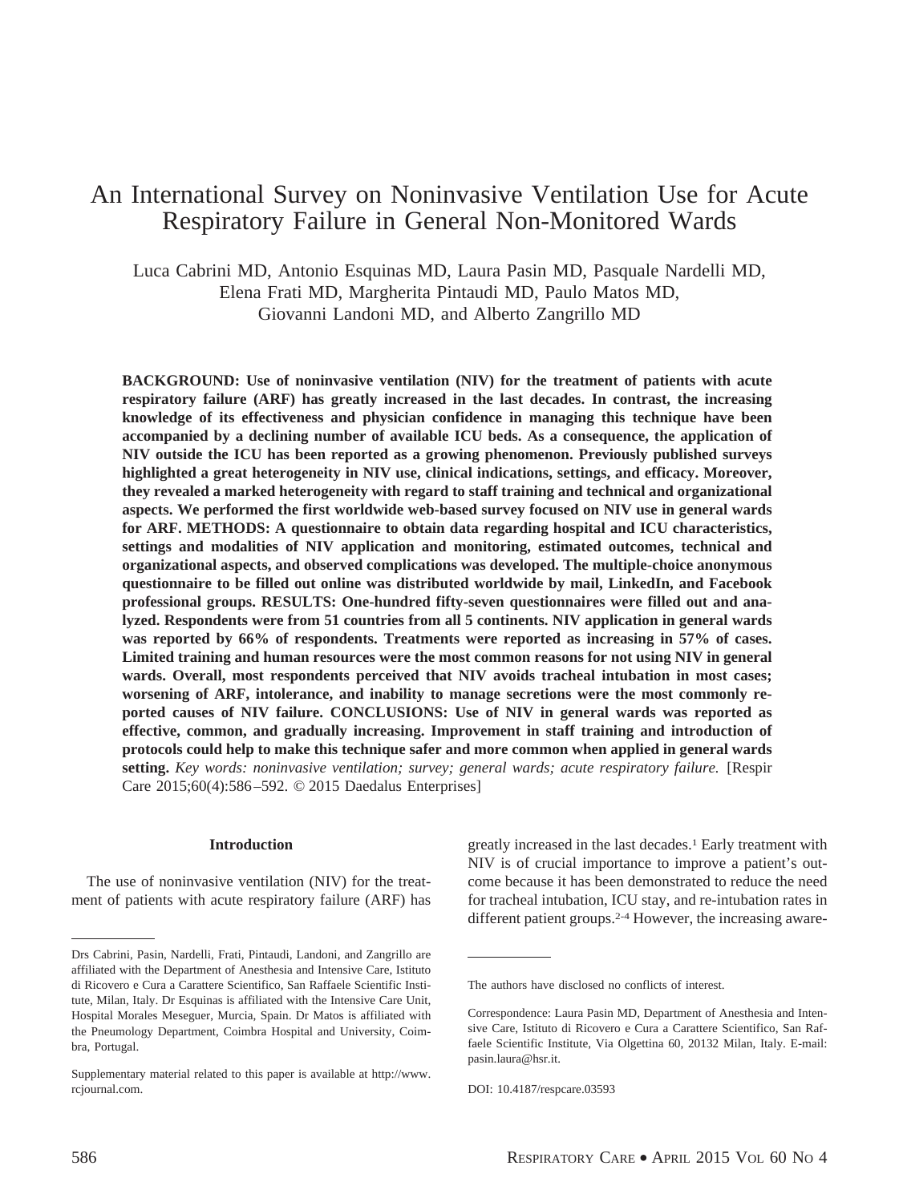# An International Survey on Noninvasive Ventilation Use for Acute Respiratory Failure in General Non-Monitored Wards

Luca Cabrini MD, Antonio Esquinas MD, Laura Pasin MD, Pasquale Nardelli MD, Elena Frati MD, Margherita Pintaudi MD, Paulo Matos MD, Giovanni Landoni MD, and Alberto Zangrillo MD

**BACKGROUND: Use of noninvasive ventilation (NIV) for the treatment of patients with acute respiratory failure (ARF) has greatly increased in the last decades. In contrast, the increasing knowledge of its effectiveness and physician confidence in managing this technique have been accompanied by a declining number of available ICU beds. As a consequence, the application of NIV outside the ICU has been reported as a growing phenomenon. Previously published surveys highlighted a great heterogeneity in NIV use, clinical indications, settings, and efficacy. Moreover, they revealed a marked heterogeneity with regard to staff training and technical and organizational aspects. We performed the first worldwide web-based survey focused on NIV use in general wards for ARF. METHODS: A questionnaire to obtain data regarding hospital and ICU characteristics, settings and modalities of NIV application and monitoring, estimated outcomes, technical and organizational aspects, and observed complications was developed. The multiple-choice anonymous questionnaire to be filled out online was distributed worldwide by mail, LinkedIn, and Facebook professional groups. RESULTS: One-hundred fifty-seven questionnaires were filled out and analyzed. Respondents were from 51 countries from all 5 continents. NIV application in general wards was reported by 66% of respondents. Treatments were reported as increasing in 57% of cases. Limited training and human resources were the most common reasons for not using NIV in general wards. Overall, most respondents perceived that NIV avoids tracheal intubation in most cases; worsening of ARF, intolerance, and inability to manage secretions were the most commonly reported causes of NIV failure. CONCLUSIONS: Use of NIV in general wards was reported as effective, common, and gradually increasing. Improvement in staff training and introduction of protocols could help to make this technique safer and more common when applied in general wards setting.** *Key words: noninvasive ventilation; survey; general wards; acute respiratory failure.* [Respir Care 2015;60(4):586–592. © 2015 Daedalus Enterprises]

## Introduction

The use of noninvasive ventilation (NIV) for the treatment of patients with acute respiratory failure (ARF) has greatly increased in the last decades.[1] Early treatment with NIV is of crucial importance to improve a patient's outcome because it has been demonstrated to reduce the need for tracheal intubation, ICU stay, and re-intubation rates in different patient groups.[2-4] However, the increasing aware-

Drs Cabrini, Pasin, Nardelli, Frati, Pintaudi, Landoni, and Zangrillo are affiliated with the Department of Anesthesia and Intensive Care, Istituto di Ricovero e Cura a Carattere Scientifico, San Raffaele Scientific Institute, Milan, Italy. Dr Esquinas is affiliated with the Intensive Care Unit, Hospital Morales Meseguer, Murcia, Spain. Dr Matos is affiliated with the Pneumology Department, Coimbra Hospital and University, Coimbra, Portugal.

Supplementary material related to this paper is available at http://www.rcjournal.com.

The authors have disclosed no conflicts of interest.

Correspondence: Laura Pasin MD, Department of Anesthesia and Intensive Care, Istituto di Ricovero e Cura a Carattere Scientifico, San Raffaele Scientific Institute, Via Olgettina 60, 20132 Milan, Italy. E-mail: pasin.laura@hsr.it.

DOI: 10.4187/respcare.03593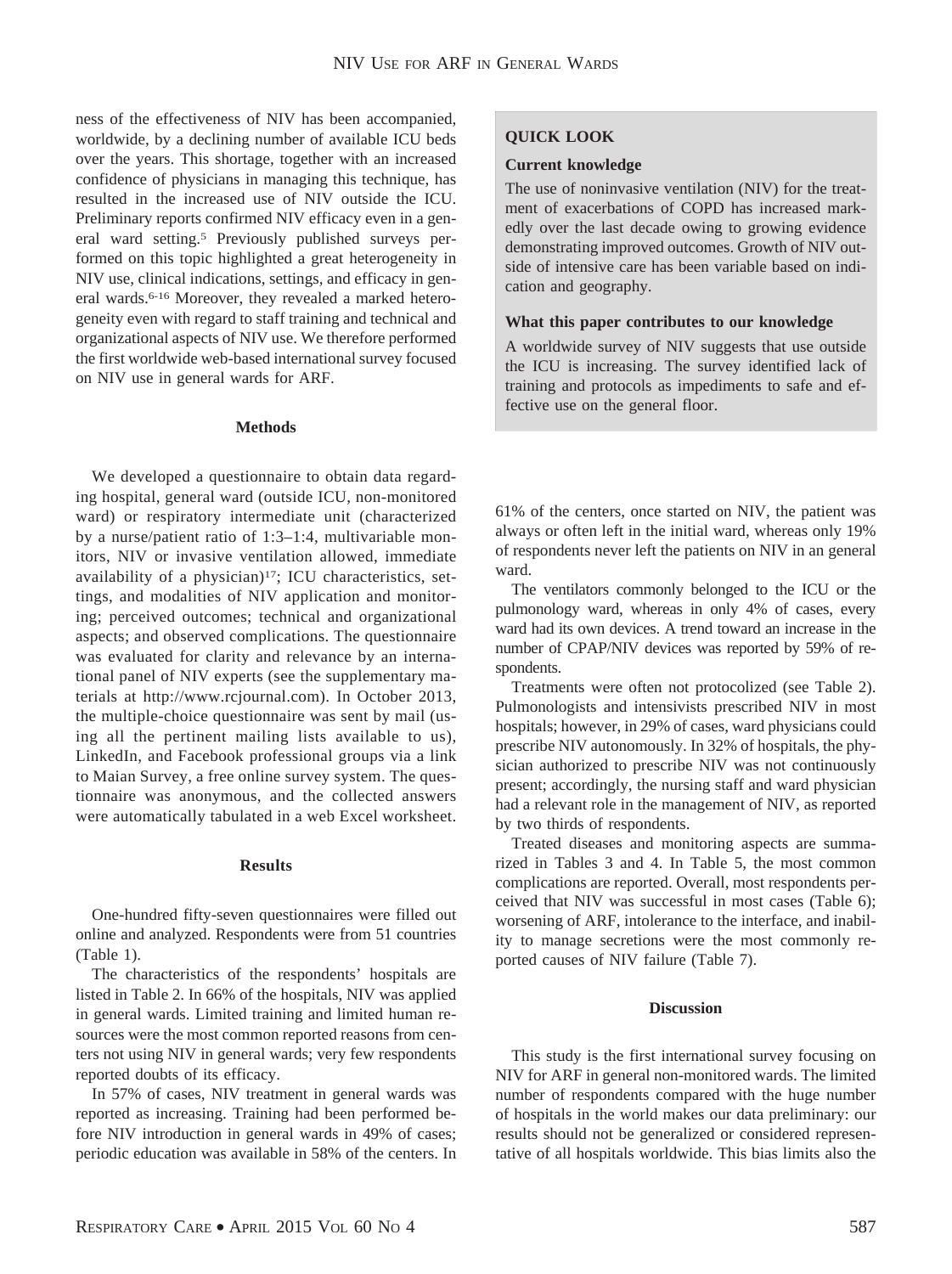ness of the effectiveness of NIV has been accompanied, worldwide, by a declining number of available ICU beds over the years. This shortage, together with an increased confidence of physicians in managing this technique, has resulted in the increased use of NIV outside the ICU. Preliminary reports confirmed NIV efficacy even in a general ward setting.[5] Previously published surveys performed on this topic highlighted a great heterogeneity in NIV use, clinical indications, settings, and efficacy in general wards.[6-16] Moreover, they revealed a marked heterogeneity even with regard to staff training and technical and organizational aspects of NIV use. We therefore performed the first worldwide web-based international survey focused on NIV use in general wards for ARF.

> **QUICK LOOK**
>
> **Current knowledge**
>
> The use of noninvasive ventilation (NIV) for the treatment of exacerbations of COPD has increased markedly over the last decade owing to growing evidence demonstrating improved outcomes. Growth of NIV outside of intensive care has been variable based on indication and geography.
>
> **What this paper contributes to our knowledge**
>
> A worldwide survey of NIV suggests that use outside the ICU is increasing. The survey identified lack of training and protocols as impediments to safe and effective use on the general floor.

## Methods

We developed a questionnaire to obtain data regarding hospital, general ward (outside ICU, non-monitored ward) or respiratory intermediate unit (characterized by a nurse/patient ratio of 1:3–1:4, multivariable monitors, NIV or invasive ventilation allowed, immediate availability of a physician)[17]; ICU characteristics, settings, and modalities of NIV application and monitoring; perceived outcomes; technical and organizational aspects; and observed complications. The questionnaire was evaluated for clarity and relevance by an international panel of NIV experts (see the supplementary materials at http://www.rcjournal.com). In October 2013, the multiple-choice questionnaire was sent by mail (using all the pertinent mailing lists available to us), LinkedIn, and Facebook professional groups via a link to Maian Survey, a free online survey system. The questionnaire was anonymous, and the collected answers were automatically tabulated in a web Excel worksheet.

## Results

One-hundred fifty-seven questionnaires were filled out online and analyzed. Respondents were from 51 countries (Table 1).

The characteristics of the respondents' hospitals are listed in Table 2. In 66% of the hospitals, NIV was applied in general wards. Limited training and limited human resources were the most common reported reasons from centers not using NIV in general wards; very few respondents reported doubts of its efficacy.

In 57% of cases, NIV treatment in general wards was reported as increasing. Training had been performed before NIV introduction in general wards in 49% of cases; periodic education was available in 58% of the centers. In 61% of the centers, once started on NIV, the patient was always or often left in the initial ward, whereas only 19% of respondents never left the patients on NIV in an general ward.

The ventilators commonly belonged to the ICU or the pulmonology ward, whereas in only 4% of cases, every ward had its own devices. A trend toward an increase in the number of CPAP/NIV devices was reported by 59% of respondents.

Treatments were often not protocolized (see Table 2). Pulmonologists and intensivists prescribed NIV in most hospitals; however, in 29% of cases, ward physicians could prescribe NIV autonomously. In 32% of hospitals, the physician authorized to prescribe NIV was not continuously present; accordingly, the nursing staff and ward physician had a relevant role in the management of NIV, as reported by two thirds of respondents.

Treated diseases and monitoring aspects are summarized in Tables 3 and 4. In Table 5, the most common complications are reported. Overall, most respondents perceived that NIV was successful in most cases (Table 6); worsening of ARF, intolerance to the interface, and inability to manage secretions were the most commonly reported causes of NIV failure (Table 7).

## Discussion

This study is the first international survey focusing on NIV for ARF in general non-monitored wards. The limited number of respondents compared with the huge number of hospitals in the world makes our data preliminary: our results should not be generalized or considered representative of all hospitals worldwide. This bias limits also the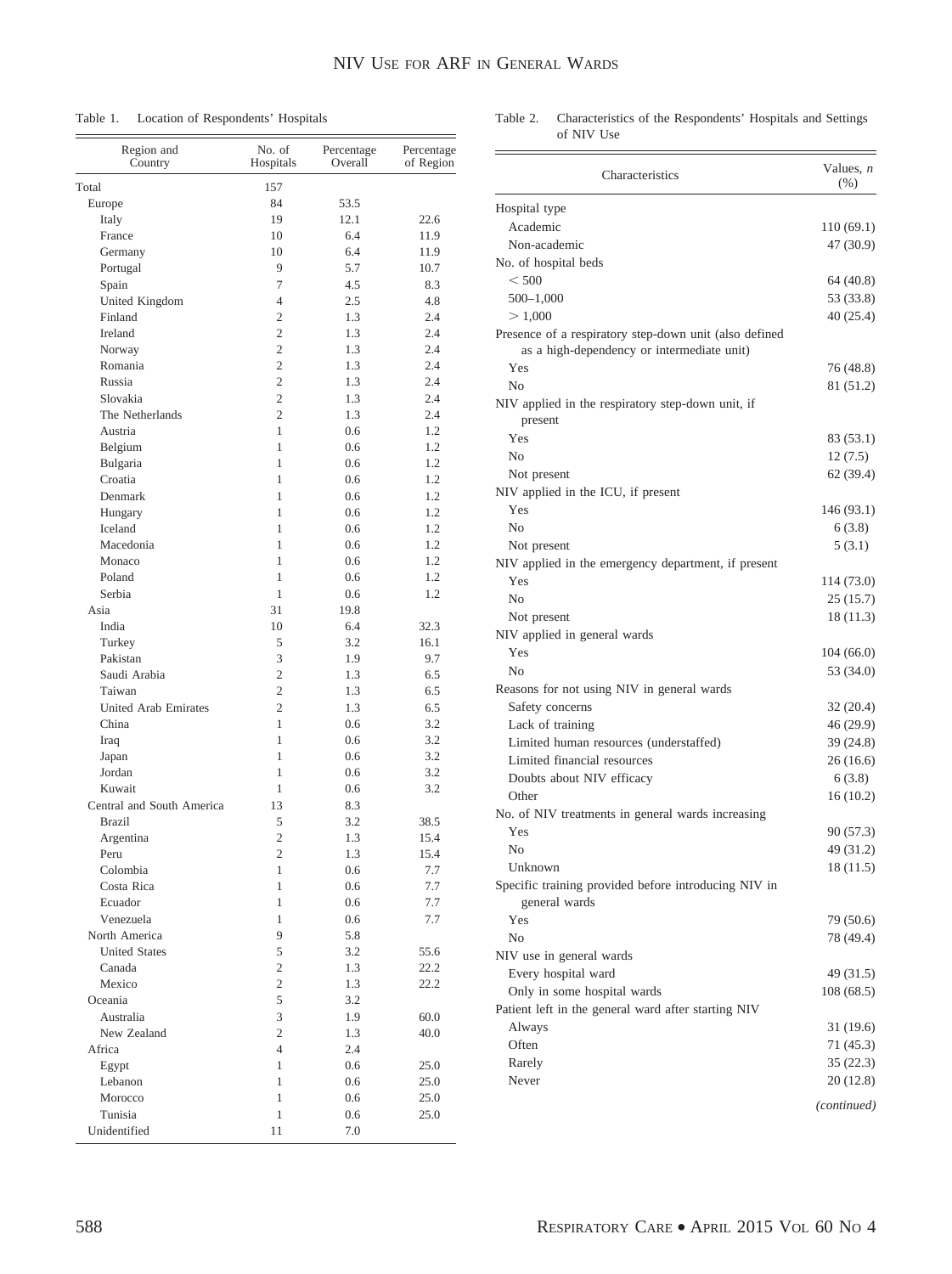Table 1. Location of Respondents' Hospitals

| Region and Country | No. of Hospitals | Percentage Overall | Percentage of Region |
|---|---|---|---|
| Total | 157 | | |
| Europe | 84 | 53.5 | |
| Italy | 19 | 12.1 | 22.6 |
| France | 10 | 6.4 | 11.9 |
| Germany | 10 | 6.4 | 11.9 |
| Portugal | 9 | 5.7 | 10.7 |
| Spain | 7 | 4.5 | 8.3 |
| United Kingdom | 4 | 2.5 | 4.8 |
| Finland | 2 | 1.3 | 2.4 |
| Ireland | 2 | 1.3 | 2.4 |
| Norway | 2 | 1.3 | 2.4 |
| Romania | 2 | 1.3 | 2.4 |
| Russia | 2 | 1.3 | 2.4 |
| Slovakia | 2 | 1.3 | 2.4 |
| The Netherlands | 2 | 1.3 | 2.4 |
| Austria | 1 | 0.6 | 1.2 |
| Belgium | 1 | 0.6 | 1.2 |
| Bulgaria | 1 | 0.6 | 1.2 |
| Croatia | 1 | 0.6 | 1.2 |
| Denmark | 1 | 0.6 | 1.2 |
| Hungary | 1 | 0.6 | 1.2 |
| Iceland | 1 | 0.6 | 1.2 |
| Macedonia | 1 | 0.6 | 1.2 |
| Monaco | 1 | 0.6 | 1.2 |
| Poland | 1 | 0.6 | 1.2 |
| Serbia | 1 | 0.6 | 1.2 |
| Asia | 31 | 19.8 | |
| India | 10 | 6.4 | 32.3 |
| Turkey | 5 | 3.2 | 16.1 |
| Pakistan | 3 | 1.9 | 9.7 |
| Saudi Arabia | 2 | 1.3 | 6.5 |
| Taiwan | 2 | 1.3 | 6.5 |
| United Arab Emirates | 2 | 1.3 | 6.5 |
| China | 1 | 0.6 | 3.2 |
| Iraq | 1 | 0.6 | 3.2 |
| Japan | 1 | 0.6 | 3.2 |
| Jordan | 1 | 0.6 | 3.2 |
| Kuwait | 1 | 0.6 | 3.2 |
| Central and South America | 13 | 8.3 | |
| Brazil | 5 | 3.2 | 38.5 |
| Argentina | 2 | 1.3 | 15.4 |
| Peru | 2 | 1.3 | 15.4 |
| Colombia | 1 | 0.6 | 7.7 |
| Costa Rica | 1 | 0.6 | 7.7 |
| Ecuador | 1 | 0.6 | 7.7 |
| Venezuela | 1 | 0.6 | 7.7 |
| North America | 9 | 5.8 | |
| United States | 5 | 3.2 | 55.6 |
| Canada | 2 | 1.3 | 22.2 |
| Mexico | 2 | 1.3 | 22.2 |
| Oceania | 5 | 3.2 | |
| Australia | 3 | 1.9 | 60.0 |
| New Zealand | 2 | 1.3 | 40.0 |
| Africa | 4 | 2.4 | |
| Egypt | 1 | 0.6 | 25.0 |
| Lebanon | 1 | 0.6 | 25.0 |
| Morocco | 1 | 0.6 | 25.0 |
| Tunisia | 1 | 0.6 | 25.0 |
| Unidentified | 11 | 7.0 | |

Table 2. Characteristics of the Respondents' Hospitals and Settings of NIV Use

| Characteristics | Values, *n* (%) |
|---|---|
| Hospital type | |
| Academic | 110 (69.1) |
| Non-academic | 47 (30.9) |
| No. of hospital beds | |
| < 500 | 64 (40.8) |
| 500–1,000 | 53 (33.8) |
| > 1,000 | 40 (25.4) |
| Presence of a respiratory step-down unit (also defined as a high-dependency or intermediate unit) | |
| Yes | 76 (48.8) |
| No | 81 (51.2) |
| NIV applied in the respiratory step-down unit, if present | |
| Yes | 83 (53.1) |
| No | 12 (7.5) |
| Not present | 62 (39.4) |
| NIV applied in the ICU, if present | |
| Yes | 146 (93.1) |
| No | 6 (3.8) |
| Not present | 5 (3.1) |
| NIV applied in the emergency department, if present | |
| Yes | 114 (73.0) |
| No | 25 (15.7) |
| Not present | 18 (11.3) |
| NIV applied in general wards | |
| Yes | 104 (66.0) |
| No | 53 (34.0) |
| Reasons for not using NIV in general wards | |
| Safety concerns | 32 (20.4) |
| Lack of training | 46 (29.9) |
| Limited human resources (understaffed) | 39 (24.8) |
| Limited financial resources | 26 (16.6) |
| Doubts about NIV efficacy | 6 (3.8) |
| Other | 16 (10.2) |
| No. of NIV treatments in general wards increasing | |
| Yes | 90 (57.3) |
| No | 49 (31.2) |
| Unknown | 18 (11.5) |
| Specific training provided before introducing NIV in general wards | |
| Yes | 79 (50.6) |
| No | 78 (49.4) |
| NIV use in general wards | |
| Every hospital ward | 49 (31.5) |
| Only in some hospital wards | 108 (68.5) |
| Patient left in the general ward after starting NIV | |
| Always | 31 (19.6) |
| Often | 71 (45.3) |
| Rarely | 35 (22.3) |
| Never | 20 (12.8) |

*(continued)*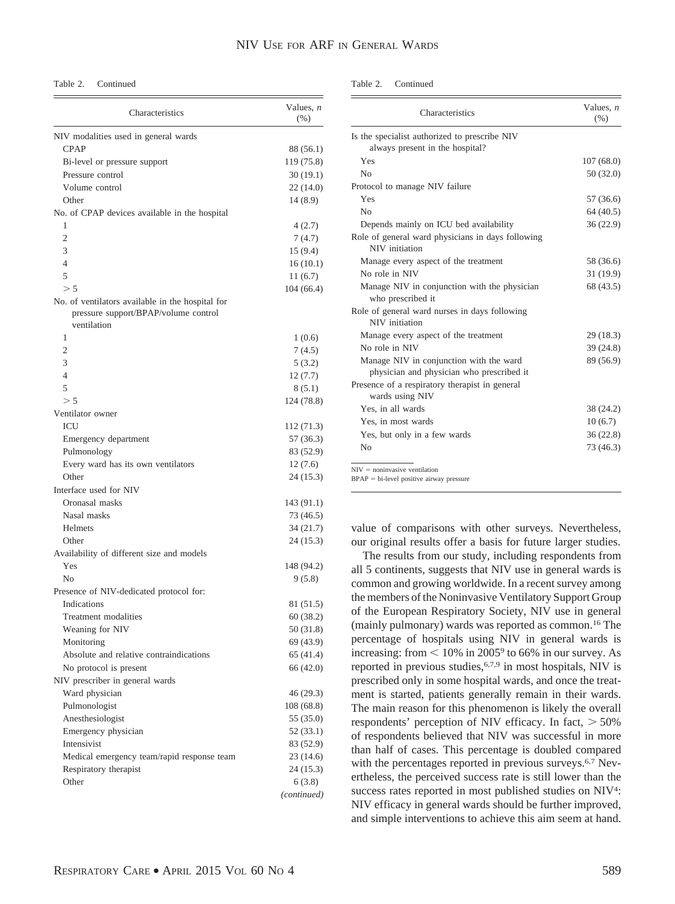Table 2. Continued

| Characteristics | Values, n (%) |
|---|---|
| NIV modalities used in general wards | |
| CPAP | 88 (56.1) |
| Bi-level or pressure support | 119 (75.8) |
| Pressure control | 30 (19.1) |
| Volume control | 22 (14.0) |
| Other | 14 (8.9) |
| No. of CPAP devices available in the hospital | |
| 1 | 4 (2.7) |
| 2 | 7 (4.7) |
| 3 | 15 (9.4) |
| 4 | 16 (10.1) |
| 5 | 11 (6.7) |
| > 5 | 104 (66.4) |
| No. of ventilators available in the hospital for pressure support/BPAP/volume control ventilation | |
| 1 | 1 (0.6) |
| 2 | 7 (4.5) |
| 3 | 5 (3.2) |
| 4 | 12 (7.7) |
| 5 | 8 (5.1) |
| > 5 | 124 (78.8) |
| Ventilator owner | |
| ICU | 112 (71.3) |
| Emergency department | 57 (36.3) |
| Pulmonology | 83 (52.9) |
| Every ward has its own ventilators | 12 (7.6) |
| Other | 24 (15.3) |
| Interface used for NIV | |
| Oronasal masks | 143 (91.1) |
| Nasal masks | 73 (46.5) |
| Helmets | 34 (21.7) |
| Other | 24 (15.3) |
| Availability of different size and models | |
| Yes | 148 (94.2) |
| No | 9 (5.8) |
| Presence of NIV-dedicated protocol for: | |
| Indications | 81 (51.5) |
| Treatment modalities | 60 (38.2) |
| Weaning for NIV | 50 (31.8) |
| Monitoring | 69 (43.9) |
| Absolute and relative contraindications | 65 (41.4) |
| No protocol is present | 66 (42.0) |
| NIV prescriber in general wards | |
| Ward physician | 46 (29.3) |
| Pulmonologist | 108 (68.8) |
| Anesthesiologist | 55 (35.0) |
| Emergency physician | 52 (33.1) |
| Intensivist | 83 (52.9) |
| Medical emergency team/rapid response team | 23 (14.6) |
| Respiratory therapist | 24 (15.3) |
| Other | 6 (3.8) |
| Is the specialist authorized to prescribe NIV always present in the hospital? | |
| Yes | 107 (68.0) |
| No | 50 (32.0) |
| Protocol to manage NIV failure | |
| Yes | 57 (36.6) |
| No | 64 (40.5) |
| Depends mainly on ICU bed availability | 36 (22.9) |
| Role of general ward physicians in days following NIV initiation | |
| Manage every aspect of the treatment | 58 (36.6) |
| No role in NIV | 31 (19.9) |
| Manage NIV in conjunction with the physician who prescribed it | 68 (43.5) |
| Role of general ward nurses in days following NIV initiation | |
| Manage every aspect of the treatment | 29 (18.3) |
| No role in NIV | 39 (24.8) |
| Manage NIV in conjunction with the ward physician and physician who prescribed it | 89 (56.9) |
| Presence of a respiratory therapist in general wards using NIV | |
| Yes, in all wards | 38 (24.2) |
| Yes, in most wards | 10 (6.7) |
| Yes, but only in a few wards | 36 (22.8) |
| No | 73 (46.3) |

NIV = noninvasive ventilation
BPAP = bi-level positive airway pressure

value of comparisons with other surveys. Nevertheless, our original results offer a basis for future larger studies.

The results from our study, including respondents from all 5 continents, suggests that NIV use in general wards is common and growing worldwide. In a recent survey among the members of the Noninvasive Ventilatory Support Group of the European Respiratory Society, NIV use in general (mainly pulmonary) wards was reported as common.[16] The percentage of hospitals using NIV in general wards is increasing: from < 10% in 2005[9] to 66% in our survey. As reported in previous studies,[6,7,9] in most hospitals, NIV is prescribed only in some hospital wards, and once the treatment is started, patients generally remain in their wards. The main reason for this phenomenon is likely the overall respondents' perception of NIV efficacy. In fact, > 50% of respondents believed that NIV was successful in more than half of cases. This percentage is doubled compared with the percentages reported in previous surveys.[6,7] Nevertheless, the perceived success rate is still lower than the success rates reported in most published studies on NIV[4]: NIV efficacy in general wards should be further improved, and simple interventions to achieve this aim seem at hand.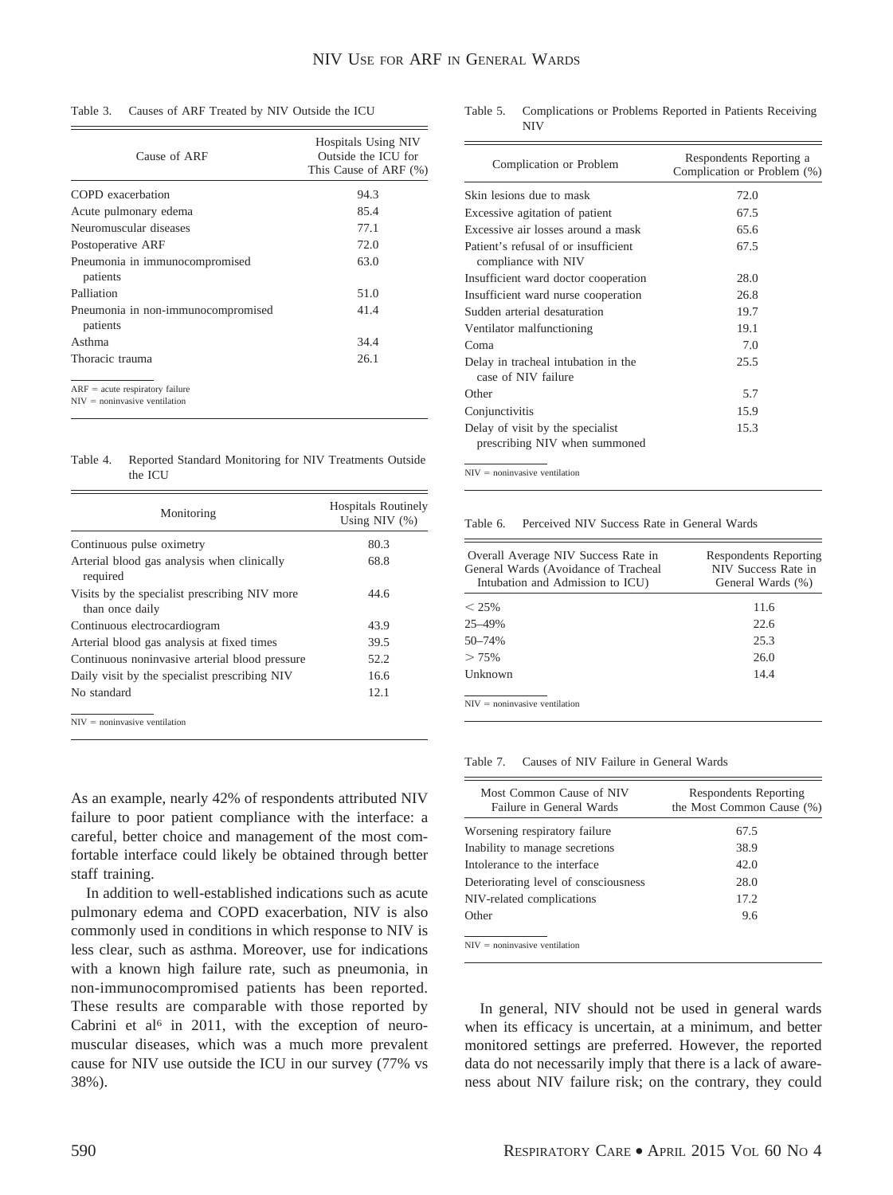Table 3. Causes of ARF Treated by NIV Outside the ICU

| Cause of ARF | Hospitals Using NIV Outside the ICU for This Cause of ARF (%) |
|---|---|
| COPD exacerbation | 94.3 |
| Acute pulmonary edema | 85.4 |
| Neuromuscular diseases | 77.1 |
| Postoperative ARF | 72.0 |
| Pneumonia in immunocompromised patients | 63.0 |
| Palliation | 51.0 |
| Pneumonia in non-immunocompromised patients | 41.4 |
| Asthma | 34.4 |
| Thoracic trauma | 26.1 |

ARF = acute respiratory failure
NIV = noninvasive ventilation

Table 4. Reported Standard Monitoring for NIV Treatments Outside the ICU

| Monitoring | Hospitals Routinely Using NIV (%) |
|---|---|
| Continuous pulse oximetry | 80.3 |
| Arterial blood gas analysis when clinically required | 68.8 |
| Visits by the specialist prescribing NIV more than once daily | 44.6 |
| Continuous electrocardiogram | 43.9 |
| Arterial blood gas analysis at fixed times | 39.5 |
| Continuous noninvasive arterial blood pressure | 52.2 |
| Daily visit by the specialist prescribing NIV | 16.6 |
| No standard | 12.1 |

NIV = noninvasive ventilation

As an example, nearly 42% of respondents attributed NIV failure to poor patient compliance with the interface: a careful, better choice and management of the most comfortable interface could likely be obtained through better staff training.

In addition to well-established indications such as acute pulmonary edema and COPD exacerbation, NIV is also commonly used in conditions in which response to NIV is less clear, such as asthma. Moreover, use for indications with a known high failure rate, such as pneumonia, in non-immunocompromised patients has been reported. These results are comparable with those reported by Cabrini et al[6] in 2011, with the exception of neuromuscular diseases, which was a much more prevalent cause for NIV use outside the ICU in our survey (77% vs 38%).

Table 5. Complications or Problems Reported in Patients Receiving NIV

| Complication or Problem | Respondents Reporting a Complication or Problem (%) |
|---|---|
| Skin lesions due to mask | 72.0 |
| Excessive agitation of patient | 67.5 |
| Excessive air losses around a mask | 65.6 |
| Patient's refusal of or insufficient compliance with NIV | 67.5 |
| Insufficient ward doctor cooperation | 28.0 |
| Insufficient ward nurse cooperation | 26.8 |
| Sudden arterial desaturation | 19.7 |
| Ventilator malfunctioning | 19.1 |
| Coma | 7.0 |
| Delay in tracheal intubation in the case of NIV failure | 25.5 |
| Other | 5.7 |
| Conjunctivitis | 15.9 |
| Delay of visit by the specialist prescribing NIV when summoned | 15.3 |

NIV = noninvasive ventilation

Table 6. Perceived NIV Success Rate in General Wards

| Overall Average NIV Success Rate in General Wards (Avoidance of Tracheal Intubation and Admission to ICU) | Respondents Reporting NIV Success Rate in General Wards (%) |
|---|---|
| < 25% | 11.6 |
| 25–49% | 22.6 |
| 50–74% | 25.3 |
| > 75% | 26.0 |
| Unknown | 14.4 |

NIV = noninvasive ventilation

Table 7. Causes of NIV Failure in General Wards

| Most Common Cause of NIV Failure in General Wards | Respondents Reporting the Most Common Cause (%) |
|---|---|
| Worsening respiratory failure | 67.5 |
| Inability to manage secretions | 38.9 |
| Intolerance to the interface | 42.0 |
| Deteriorating level of consciousness | 28.0 |
| NIV-related complications | 17.2 |
| Other | 9.6 |

NIV = noninvasive ventilation

In general, NIV should not be used in general wards when its efficacy is uncertain, at a minimum, and better monitored settings are preferred. However, the reported data do not necessarily imply that there is a lack of awareness about NIV failure risk; on the contrary, they could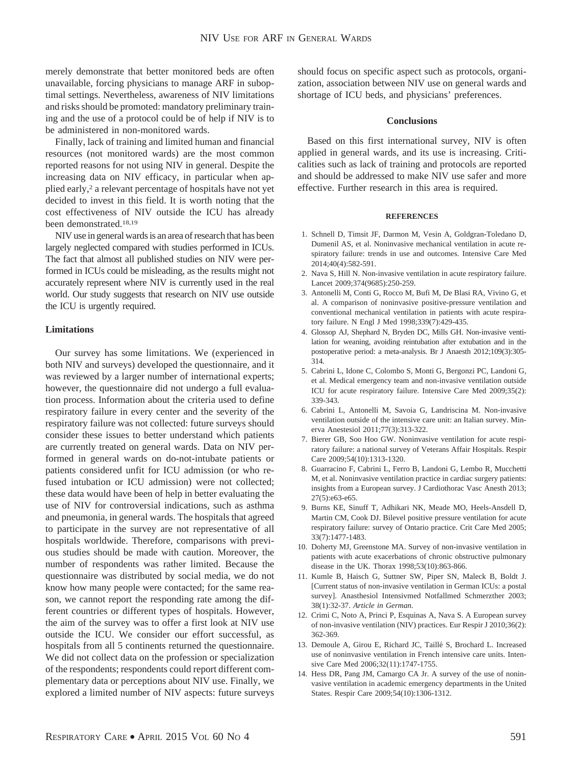merely demonstrate that better monitored beds are often unavailable, forcing physicians to manage ARF in suboptimal settings. Nevertheless, awareness of NIV limitations and risks should be promoted: mandatory preliminary training and the use of a protocol could be of help if NIV is to be administered in non-monitored wards.

Finally, lack of training and limited human and financial resources (not monitored wards) are the most common reported reasons for not using NIV in general. Despite the increasing data on NIV efficacy, in particular when applied early,[2] a relevant percentage of hospitals have not yet decided to invest in this field. It is worth noting that the cost effectiveness of NIV outside the ICU has already been demonstrated.[18,19]

NIV use in general wards is an area of research that has been largely neglected compared with studies performed in ICUs. The fact that almost all published studies on NIV were performed in ICUs could be misleading, as the results might not accurately represent where NIV is currently used in the real world. Our study suggests that research on NIV use outside the ICU is urgently required.

### Limitations

Our survey has some limitations. We (experienced in both NIV and surveys) developed the questionnaire, and it was reviewed by a larger number of international experts; however, the questionnaire did not undergo a full evaluation process. Information about the criteria used to define respiratory failure in every center and the severity of the respiratory failure was not collected: future surveys should consider these issues to better understand which patients are currently treated on general wards. Data on NIV performed in general wards on do-not-intubate patients or patients considered unfit for ICU admission (or who refused intubation or ICU admission) were not collected; these data would have been of help in better evaluating the use of NIV for controversial indications, such as asthma and pneumonia, in general wards. The hospitals that agreed to participate in the survey are not representative of all hospitals worldwide. Therefore, comparisons with previous studies should be made with caution. Moreover, the number of respondents was rather limited. Because the questionnaire was distributed by social media, we do not know how many people were contacted; for the same reason, we cannot report the responding rate among the different countries or different types of hospitals. However, the aim of the survey was to offer a first look at NIV use outside the ICU. We consider our effort successful, as hospitals from all 5 continents returned the questionnaire. We did not collect data on the profession or specialization of the respondents; respondents could report different complementary data or perceptions about NIV use. Finally, we explored a limited number of NIV aspects: future surveys should focus on specific aspect such as protocols, organization, association between NIV use on general wards and shortage of ICU beds, and physicians' preferences.

## Conclusions

Based on this first international survey, NIV is often applied in general wards, and its use is increasing. Criticalities such as lack of training and protocols are reported and should be addressed to make NIV use safer and more effective. Further research in this area is required.

## REFERENCES

1. Schnell D, Timsit JF, Darmon M, Vesin A, Goldgran-Toledano D, Dumenil AS, et al. Noninvasive mechanical ventilation in acute respiratory failure: trends in use and outcomes. Intensive Care Med 2014;40(4):582-591.
2. Nava S, Hill N. Non-invasive ventilation in acute respiratory failure. Lancet 2009;374(9685):250-259.
3. Antonelli M, Conti G, Rocco M, Bufi M, De Blasi RA, Vivino G, et al. A comparison of noninvasive positive-pressure ventilation and conventional mechanical ventilation in patients with acute respiratory failure. N Engl J Med 1998;339(7):429-435.
4. Glossop AJ, Shephard N, Bryden DC, Mills GH. Non-invasive ventilation for weaning, avoiding reintubation after extubation and in the postoperative period: a meta-analysis. Br J Anaesth 2012;109(3):305-314.
5. Cabrini L, Idone C, Colombo S, Monti G, Bergonzi PC, Landoni G, et al. Medical emergency team and non-invasive ventilation outside ICU for acute respiratory failure. Intensive Care Med 2009;35(2): 339-343.
6. Cabrini L, Antonelli M, Savoia G, Landriscina M. Non-invasive ventilation outside of the intensive care unit: an Italian survey. Minerva Anestesiol 2011;77(3):313-322.
7. Bierer GB, Soo Hoo GW. Noninvasive ventilation for acute respiratory failure: a national survey of Veterans Affair Hospitals. Respir Care 2009;54(10):1313-1320.
8. Guarracino F, Cabrini L, Ferro B, Landoni G, Lembo R, Mucchetti M, et al. Noninvasive ventilation practice in cardiac surgery patients: insights from a European survey. J Cardiothorac Vasc Anesth 2013; 27(5):e63-e65.
9. Burns KE, Sinuff T, Adhikari NK, Meade MO, Heels-Ansdell D, Martin CM, Cook DJ. Bilevel positive pressure ventilation for acute respiratory failure: survey of Ontario practice. Crit Care Med 2005; 33(7):1477-1483.
10. Doherty MJ, Greenstone MA. Survey of non-invasive ventilation in patients with acute exacerbations of chronic obstructive pulmonary disease in the UK. Thorax 1998;53(10):863-866.
11. Kumle B, Haisch G, Suttner SW, Piper SN, Maleck B, Boldt J. [Current status of non-invasive ventilation in German ICUs: a postal survey]. Anasthesiol Intensivmed Notfallmed Schmerzther 2003; 38(1):32-37. *Article in German.*
12. Crimi C, Noto A, Princi P, Esquinas A, Nava S. A European survey of non-invasive ventilation (NIV) practices. Eur Respir J 2010;36(2): 362-369.
13. Demoule A, Girou E, Richard JC, Taillé S, Brochard L. Increased use of noninvasive ventilation in French intensive care units. Intensive Care Med 2006;32(11):1747-1755.
14. Hess DR, Pang JM, Camargo CA Jr. A survey of the use of noninvasive ventilation in academic emergency departments in the United States. Respir Care 2009;54(10):1306-1312.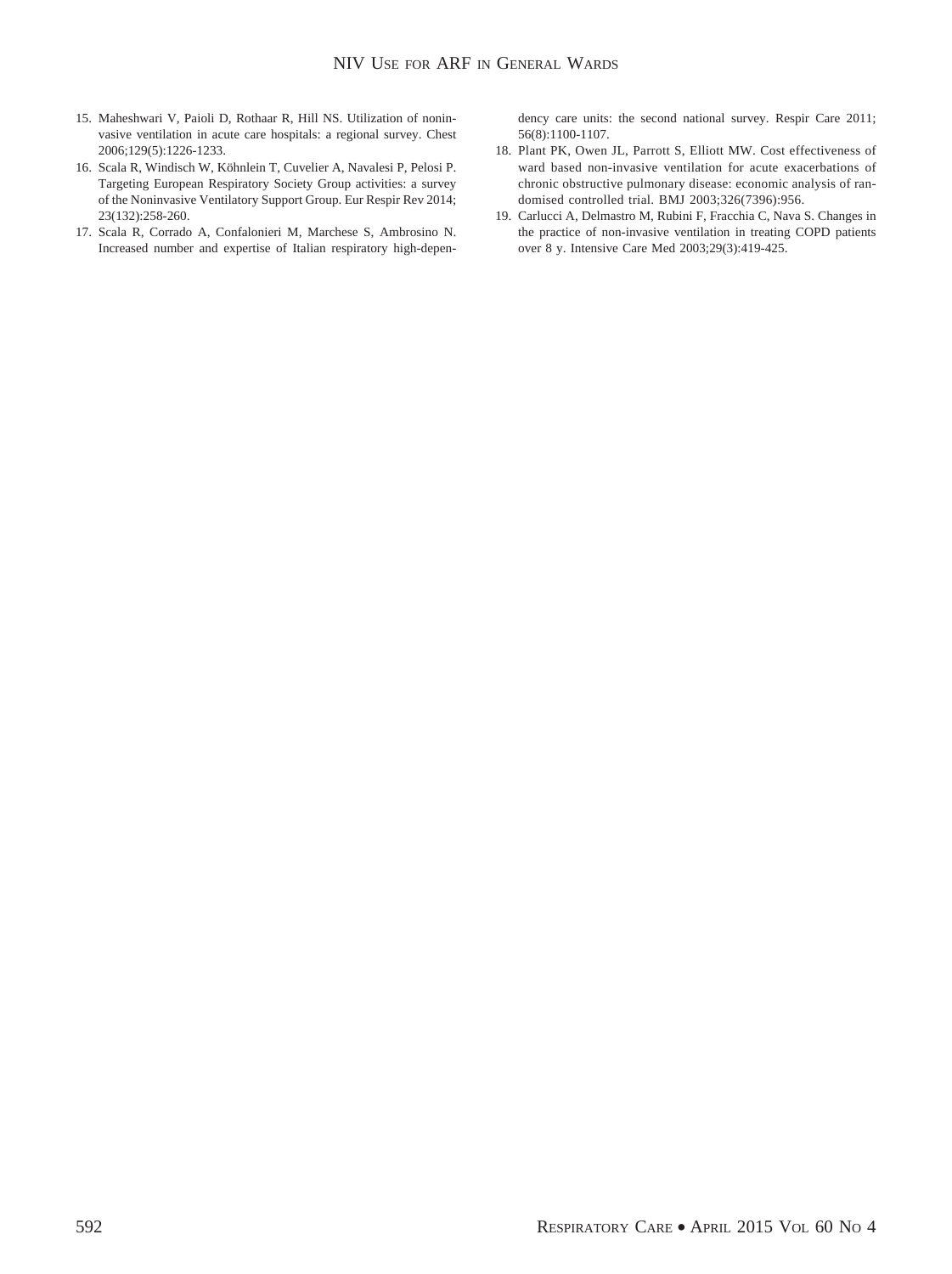15. Maheshwari V, Paioli D, Rothaar R, Hill NS. Utilization of noninvasive ventilation in acute care hospitals: a regional survey. Chest 2006;129(5):1226-1233.
16. Scala R, Windisch W, Köhnlein T, Cuvelier A, Navalesi P, Pelosi P. Targeting European Respiratory Society Group activities: a survey of the Noninvasive Ventilatory Support Group. Eur Respir Rev 2014; 23(132):258-260.
17. Scala R, Corrado A, Confalonieri M, Marchese S, Ambrosino N. Increased number and expertise of Italian respiratory high-dependency care units: the second national survey. Respir Care 2011; 56(8):1100-1107.
18. Plant PK, Owen JL, Parrott S, Elliott MW. Cost effectiveness of ward based non-invasive ventilation for acute exacerbations of chronic obstructive pulmonary disease: economic analysis of randomised controlled trial. BMJ 2003;326(7396):956.
19. Carlucci A, Delmastro M, Rubini F, Fracchia C, Nava S. Changes in the practice of non-invasive ventilation in treating COPD patients over 8 y. Intensive Care Med 2003;29(3):419-425.